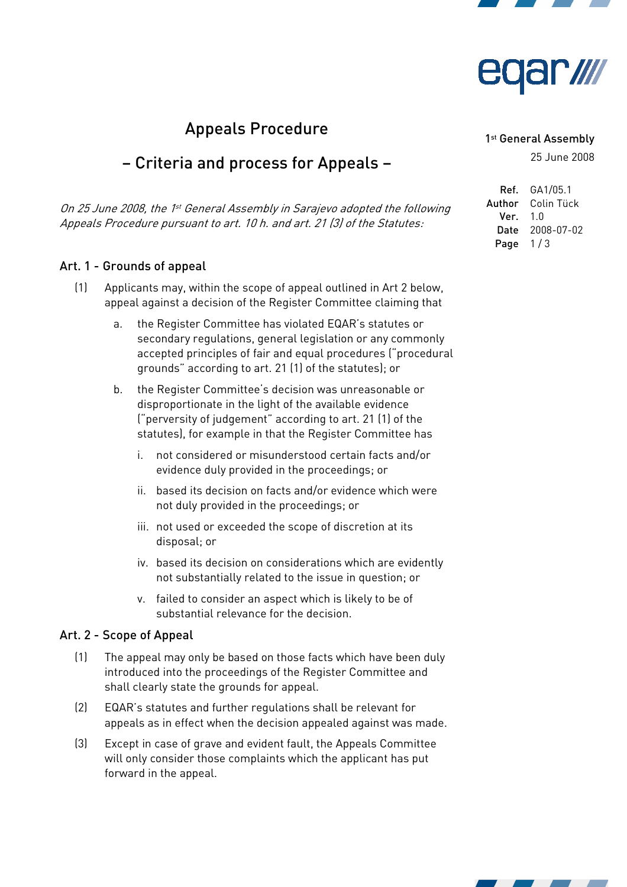# Appeals Procedure

## – Criteria and process for Appeals –

1st General Assembly
25 June 2008

**Ref.** GA1/05.1
**Author** Colin Tück
**Ver.** 1.0
**Date** 2008-07-02

*On 25 June 2008, the 1st General Assembly in Sarajevo adopted the following Appeals Procedure pursuant to art. 10 h. and art. 21 (3) of the Statutes:*

### Art. 1 - Grounds of appeal

(1) Applicants may, within the scope of appeal outlined in Art 2 below, appeal against a decision of the Register Committee claiming that

a. the Register Committee has violated EQAR's statutes or secondary regulations, general legislation or any commonly accepted principles of fair and equal procedures ("procedural grounds" according to art. 21 (1) of the statutes); or

b. the Register Committee's decision was unreasonable or disproportionate in the light of the available evidence ("perversity of judgement" according to art. 21 (1) of the statutes), for example in that the Register Committee has

i. not considered or misunderstood certain facts and/or evidence duly provided in the proceedings; or

ii. based its decision on facts and/or evidence which were not duly provided in the proceedings; or

iii. not used or exceeded the scope of discretion at its disposal; or

iv. based its decision on considerations which are evidently not substantially related to the issue in question; or

v. failed to consider an aspect which is likely to be of substantial relevance for the decision.

### Art. 2 - Scope of Appeal

(1) The appeal may only be based on those facts which have been duly introduced into the proceedings of the Register Committee and shall clearly state the grounds for appeal.

(2) EQAR's statutes and further regulations shall be relevant for appeals as in effect when the decision appealed against was made.

(3) Except in case of grave and evident fault, the Appeals Committee will only consider those complaints which the applicant has put forward in the appeal.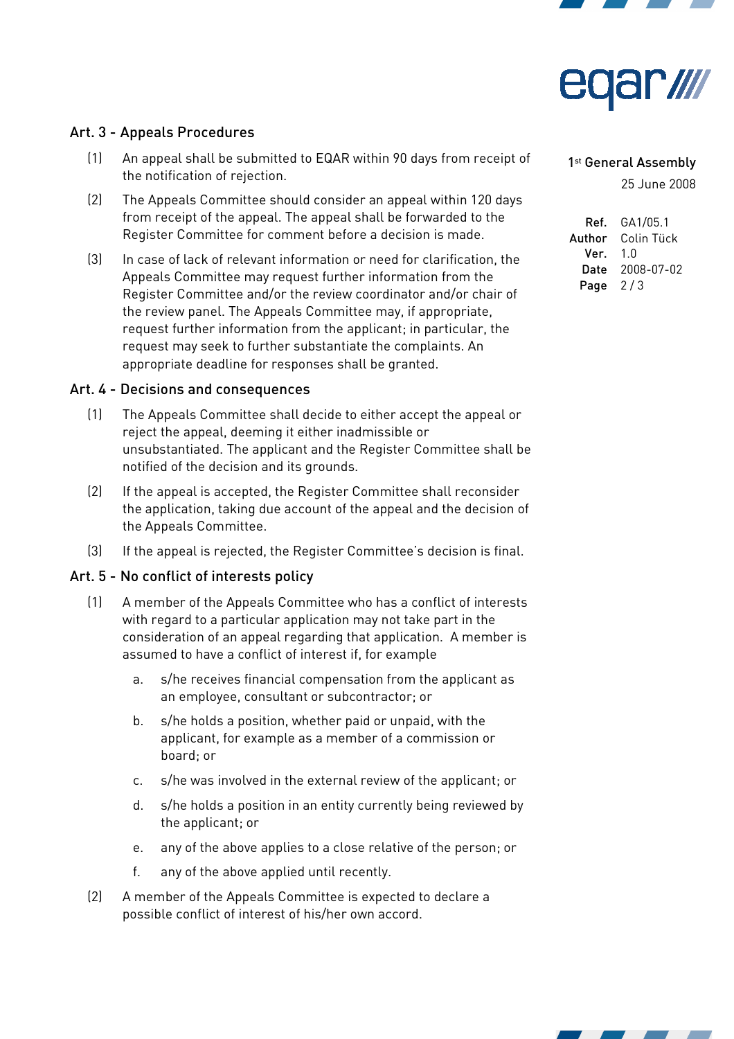## Art. 3 - Appeals Procedures

(1) An appeal shall be submitted to EQAR within 90 days from receipt of the notification of rejection.

(2) The Appeals Committee should consider an appeal within 120 days from receipt of the appeal. The appeal shall be forwarded to the Register Committee for comment before a decision is made.

(3) In case of lack of relevant information or need for clarification, the Appeals Committee may request further information from the Register Committee and/or the review coordinator and/or chair of the review panel. The Appeals Committee may, if appropriate, request further information from the applicant; in particular, the request may seek to further substantiate the complaints. An appropriate deadline for responses shall be granted.

## Art. 4 - Decisions and consequences

(1) The Appeals Committee shall decide to either accept the appeal or reject the appeal, deeming it either inadmissible or unsubstantiated. The applicant and the Register Committee shall be notified of the decision and its grounds.

(2) If the appeal is accepted, the Register Committee shall reconsider the application, taking due account of the appeal and the decision of the Appeals Committee.

(3) If the appeal is rejected, the Register Committee's decision is final.

## Art. 5 - No conflict of interests policy

(1) A member of the Appeals Committee who has a conflict of interests with regard to a particular application may not take part in the consideration of an appeal regarding that application. A member is assumed to have a conflict of interest if, for example

a. s/he receives financial compensation from the applicant as an employee, consultant or subcontractor; or

b. s/he holds a position, whether paid or unpaid, with the applicant, for example as a member of a commission or board; or

c. s/he was involved in the external review of the applicant; or

d. s/he holds a position in an entity currently being reviewed by the applicant; or

e. any of the above applies to a close relative of the person; or

f. any of the above applied until recently.

(2) A member of the Appeals Committee is expected to declare a possible conflict of interest of his/her own accord.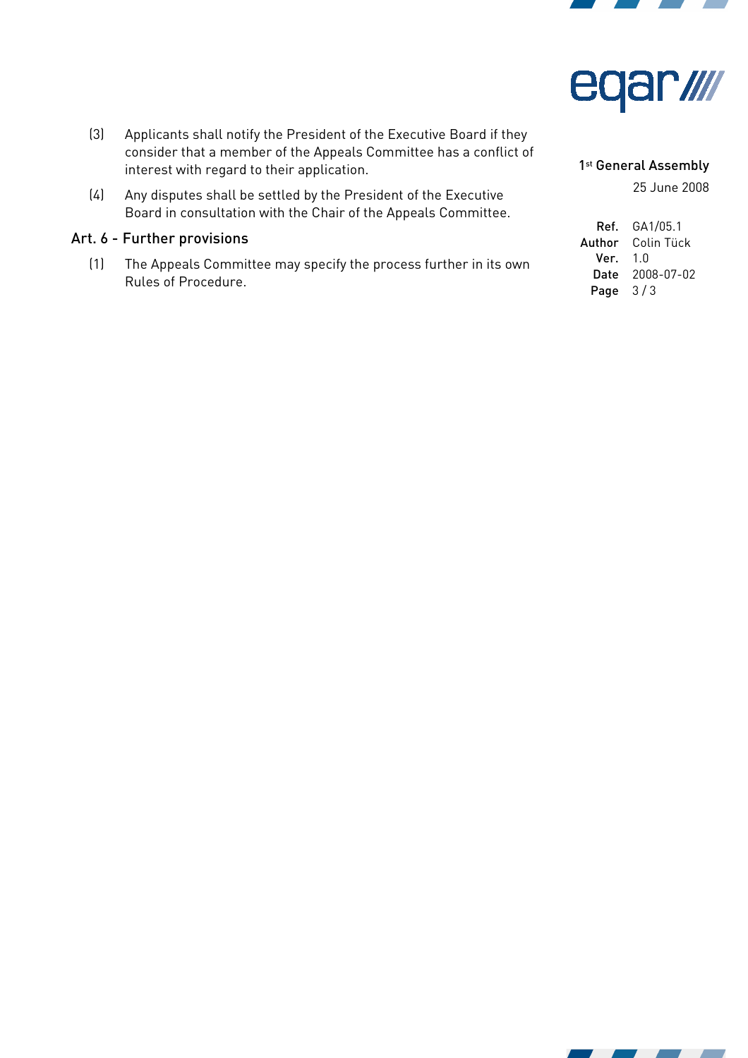(3) Applicants shall notify the President of the Executive Board if they consider that a member of the Appeals Committee has a conflict of interest with regard to their application.

(4) Any disputes shall be settled by the President of the Executive Board in consultation with the Chair of the Appeals Committee.

## Art. 6 - Further provisions

(1) The Appeals Committee may specify the process further in its own Rules of Procedure.